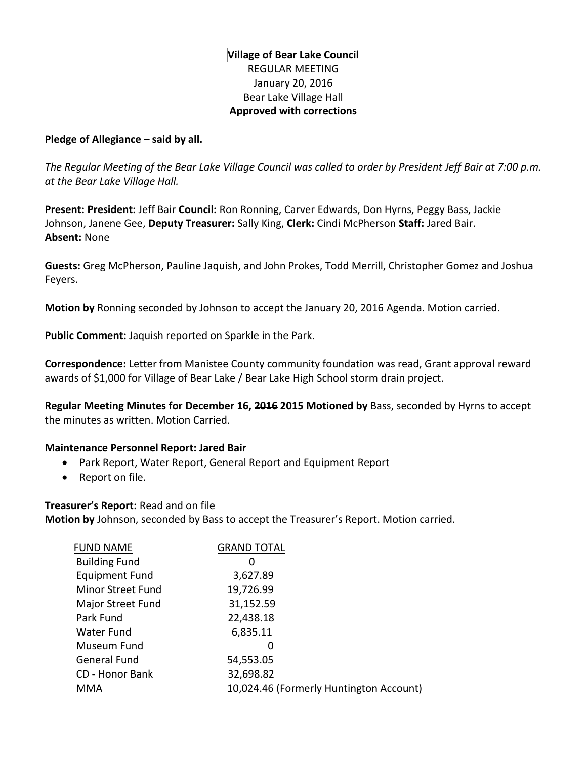**Village of Bear Lake Council**
REGULAR MEETING
January 20, 2016
Bear Lake Village Hall
**Approved with corrections**

**Pledge of Allegiance – said by all.**

*The Regular Meeting of the Bear Lake Village Council was called to order by President Jeff Bair at 7:00 p.m. at the Bear Lake Village Hall.*

**Present: President:** Jeff Bair **Council:** Ron Ronning, Carver Edwards, Don Hyrns, Peggy Bass, Jackie Johnson, Janene Gee, **Deputy Treasurer:** Sally King, **Clerk:** Cindi McPherson **Staff:** Jared Bair.
**Absent:** None

**Guests:** Greg McPherson, Pauline Jaquish, and John Prokes, Todd Merrill, Christopher Gomez and Joshua Feyers.

**Motion by** Ronning seconded by Johnson to accept the January 20, 2016 Agenda. Motion carried.

**Public Comment:** Jaquish reported on Sparkle in the Park.

**Correspondence:** Letter from Manistee County community foundation was read, Grant approval ~~reward~~ awards of $1,000 for Village of Bear Lake / Bear Lake High School storm drain project.

**Regular Meeting Minutes for December 16, ~~2016~~ 2015 Motioned by** Bass, seconded by Hyrns to accept the minutes as written. Motion Carried.

**Maintenance Personnel Report: Jared Bair**

- Park Report, Water Report, General Report and Equipment Report
- Report on file.

**Treasurer's Report:** Read and on file
**Motion by** Johnson, seconded by Bass to accept the Treasurer's Report. Motion carried.

| FUND NAME | GRAND TOTAL |
|---|---|
| Building Fund | 0 |
| Equipment Fund | 3,627.89 |
| Minor Street Fund | 19,726.99 |
| Major Street Fund | 31,152.59 |
| Park Fund | 22,438.18 |
| Water Fund | 6,835.11 |
| Museum Fund | 0 |
| General Fund | 54,553.05 |
| CD - Honor Bank | 32,698.82 |
| MMA | 10,024.46 (Formerly Huntington Account) |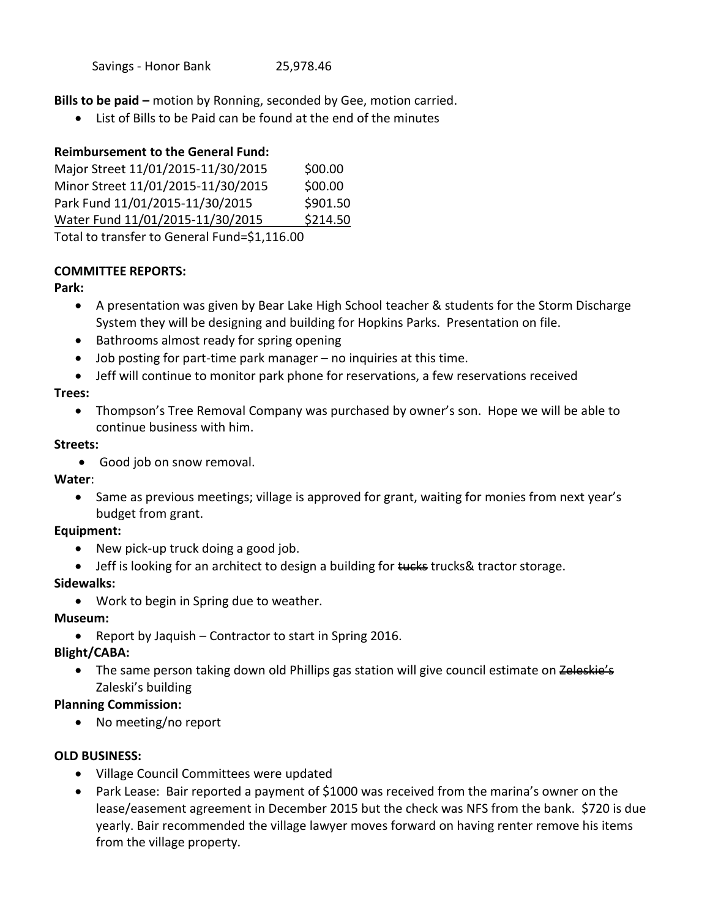Savings - Honor Bank 25,978.46

**Bills to be paid –** motion by Ronning, seconded by Gee, motion carried.

- List of Bills to be Paid can be found at the end of the minutes

**Reimbursement to the General Fund:**

| | |
|---|---|
| Major Street 11/01/2015-11/30/2015 | $00.00 |
| Minor Street 11/01/2015-11/30/2015 | $00.00 |
| Park Fund 11/01/2015-11/30/2015 | $901.50 |
| Water Fund 11/01/2015-11/30/2015 | $214.50 |

Total to transfer to General Fund=$1,116.00

**COMMITTEE REPORTS:**

**Park:**

- A presentation was given by Bear Lake High School teacher & students for the Storm Discharge System they will be designing and building for Hopkins Parks. Presentation on file.
- Bathrooms almost ready for spring opening
- Job posting for part-time park manager – no inquiries at this time.
- Jeff will continue to monitor park phone for reservations, a few reservations received

**Trees:**

- Thompson's Tree Removal Company was purchased by owner's son. Hope we will be able to continue business with him.

**Streets:**

- Good job on snow removal.

**Water**:

- Same as previous meetings; village is approved for grant, waiting for monies from next year's budget from grant.

**Equipment:**

- New pick-up truck doing a good job.
- Jeff is looking for an architect to design a building for ~~tucks~~ trucks& tractor storage.

**Sidewalks:**

- Work to begin in Spring due to weather.

**Museum:**

- Report by Jaquish – Contractor to start in Spring 2016.

**Blight/CABA:**

- The same person taking down old Phillips gas station will give council estimate on ~~Zeleskie's~~ Zaleski's building

**Planning Commission:**

- No meeting/no report

**OLD BUSINESS:**

- Village Council Committees were updated
- Park Lease: Bair reported a payment of $1000 was received from the marina's owner on the lease/easement agreement in December 2015 but the check was NFS from the bank. $720 is due yearly. Bair recommended the village lawyer moves forward on having renter remove his items from the village property.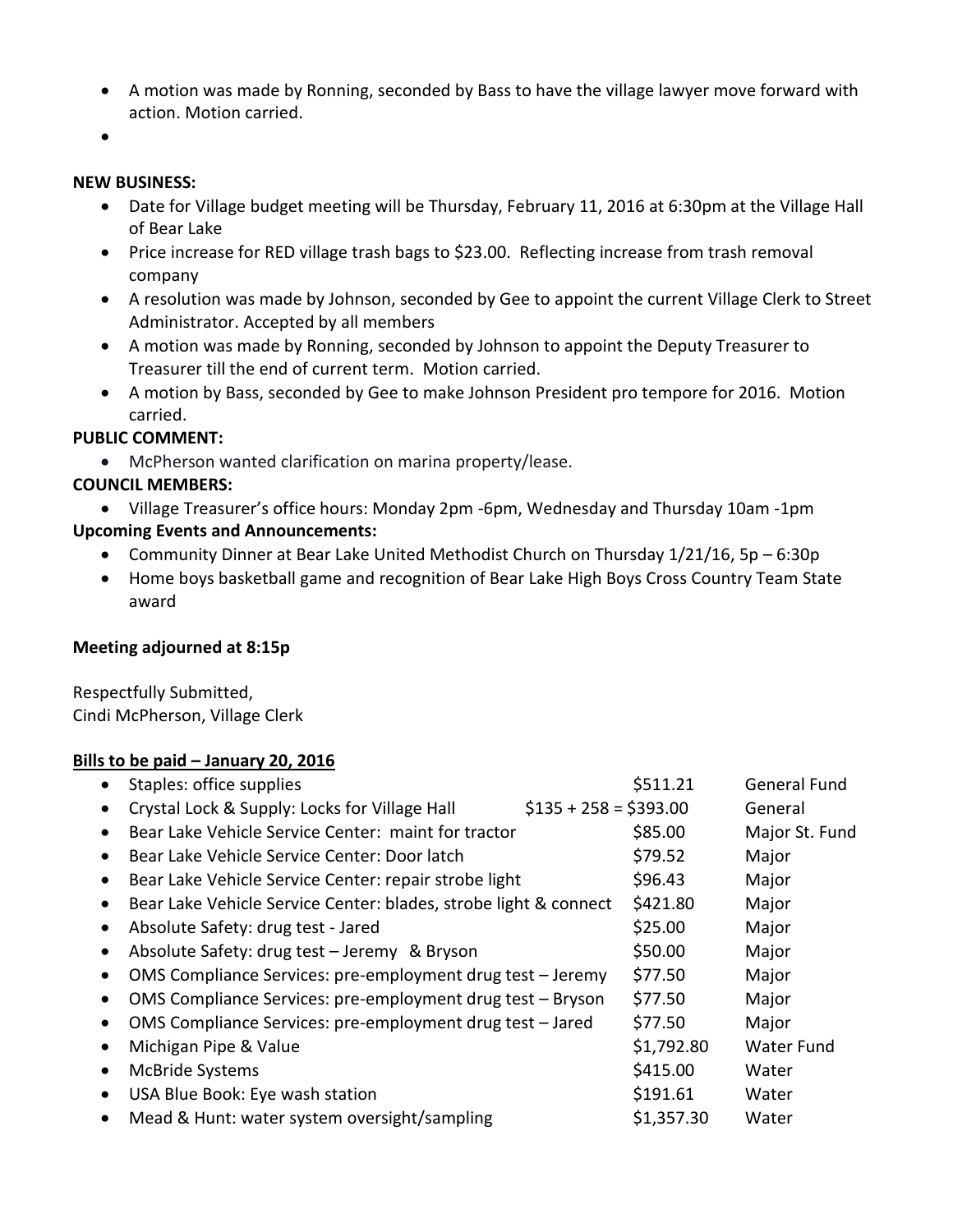- A motion was made by Ronning, seconded by Bass to have the village lawyer move forward with action. Motion carried.
- 

**NEW BUSINESS:**

- Date for Village budget meeting will be Thursday, February 11, 2016 at 6:30pm at the Village Hall of Bear Lake
- Price increase for RED village trash bags to $23.00. Reflecting increase from trash removal company
- A resolution was made by Johnson, seconded by Gee to appoint the current Village Clerk to Street Administrator. Accepted by all members
- A motion was made by Ronning, seconded by Johnson to appoint the Deputy Treasurer to Treasurer till the end of current term. Motion carried.
- A motion by Bass, seconded by Gee to make Johnson President pro tempore for 2016. Motion carried.

**PUBLIC COMMENT:**

- McPherson wanted clarification on marina property/lease.

**COUNCIL MEMBERS:**

- Village Treasurer's office hours: Monday 2pm -6pm, Wednesday and Thursday 10am -1pm

**Upcoming Events and Announcements:**

- Community Dinner at Bear Lake United Methodist Church on Thursday 1/21/16, 5p – 6:30p
- Home boys basketball game and recognition of Bear Lake High Boys Cross Country Team State award

**Meeting adjourned at 8:15p**

Respectfully Submitted,
Cindi McPherson, Village Clerk

**Bills to be paid – January 20, 2016**

| Item | Amount | Fund |
|---|---|---|
| Staples: office supplies | $511.21 | General Fund |
| Crystal Lock & Supply: Locks for Village Hall | $135 + 258 = $393.00 | General |
| Bear Lake Vehicle Service Center: maint for tractor | $85.00 | Major St. Fund |
| Bear Lake Vehicle Service Center: Door latch | $79.52 | Major |
| Bear Lake Vehicle Service Center: repair strobe light | $96.43 | Major |
| Bear Lake Vehicle Service Center: blades, strobe light & connect | $421.80 | Major |
| Absolute Safety: drug test - Jared | $25.00 | Major |
| Absolute Safety: drug test – Jeremy & Bryson | $50.00 | Major |
| OMS Compliance Services: pre-employment drug test – Jeremy | $77.50 | Major |
| OMS Compliance Services: pre-employment drug test – Bryson | $77.50 | Major |
| OMS Compliance Services: pre-employment drug test – Jared | $77.50 | Major |
| Michigan Pipe & Value | $1,792.80 | Water Fund |
| McBride Systems | $415.00 | Water |
| USA Blue Book: Eye wash station | $191.61 | Water |
| Mead & Hunt: water system oversight/sampling | $1,357.30 | Water |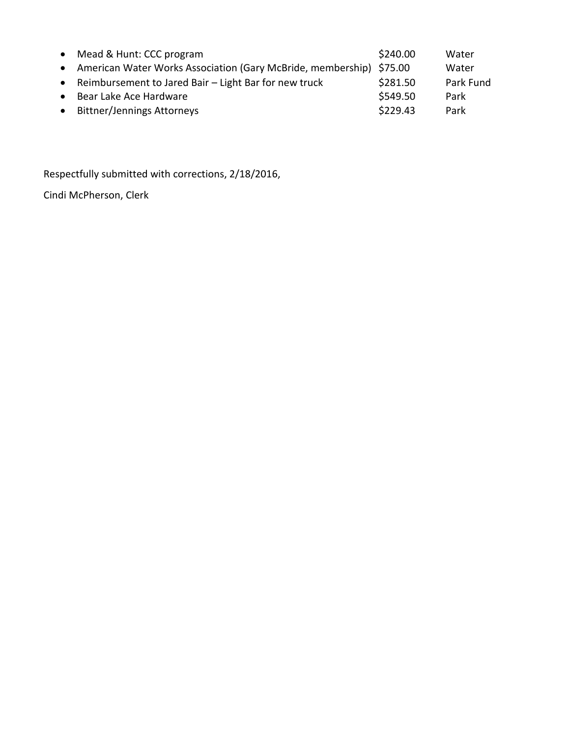- Mead & Hunt: CCC program $240.00 Water
- American Water Works Association (Gary McBride, membership) $75.00 Water
- Reimbursement to Jared Bair – Light Bar for new truck $281.50 Park Fund
- Bear Lake Ace Hardware $549.50 Park
- Bittner/Jennings Attorneys $229.43 Park

Respectfully submitted with corrections, 2/18/2016,

Cindi McPherson, Clerk